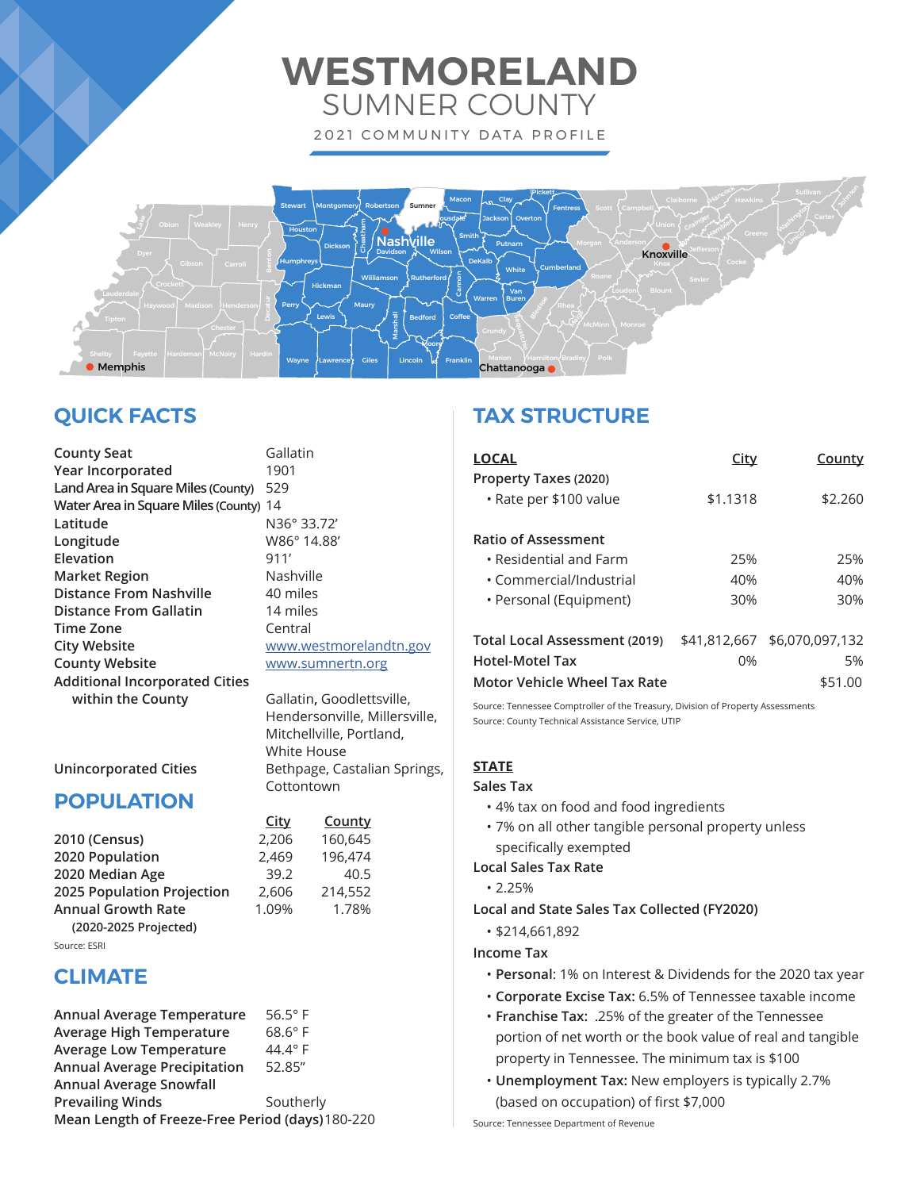# WESTMORELAND
## SUMNER COUNTY

2021 COMMUNITY DATA PROFILE

## QUICK FACTS

| | |
|---|---|
| County Seat | Gallatin |
| Year Incorporated | 1901 |
| Land Area in Square Miles (County) | 529 |
| Water Area in Square Miles (County) | 14 |
| Latitude | N36° 33.72' |
| Longitude | W86° 14.88' |
| Elevation | 911' |
| Market Region | Nashville |
| Distance From Nashville | 40 miles |
| Distance From Gallatin | 14 miles |
| Time Zone | Central |
| City Website | www.westmorelandtn.gov |
| County Website | www.sumnertn.org |
| Additional Incorporated Cities within the County | Gallatin, Goodlettsville, Hendersonville, Millersville, Mitchellville, Portland, White House |
| Unincorporated Cities | Bethpage, Castalian Springs, Cottontown |

## POPULATION

| | City | County |
|---|---|---|
| 2010 (Census) | 2,206 | 160,645 |
| 2020 Population | 2,469 | 196,474 |
| 2020 Median Age | 39.2 | 40.5 |
| 2025 Population Projection | 2,606 | 214,552 |
| Annual Growth Rate (2020-2025 Projected) | 1.09% | 1.78% |

Source: ESRI

## CLIMATE

| | |
|---|---|
| Annual Average Temperature | 56.5° F |
| Average High Temperature | 68.6° F |
| Average Low Temperature | 44.4° F |
| Annual Average Precipitation | 52.85" |
| Annual Average Snowfall | |
| Prevailing Winds | Southerly |
| Mean Length of Freeze-Free Period (days) | 180-220 |

## TAX STRUCTURE

| LOCAL | City | County |
|---|---|---|
| Property Taxes (2020) | | |
| • Rate per $100 value | $1.1318 | $2.260 |
| Ratio of Assessment | | |
| • Residential and Farm | 25% | 25% |
| • Commercial/Industrial | 40% | 40% |
| • Personal (Equipment) | 30% | 30% |
| Total Local Assessment (2019) | $41,812,667 | $6,070,097,132 |
| Hotel-Motel Tax | 0% | 5% |
| Motor Vehicle Wheel Tax Rate | | $51.00 |

Source: Tennessee Comptroller of the Treasury, Division of Property Assessments
Source: County Technical Assistance Service, UTIP

### STATE

**Sales Tax**

- 4% tax on food and food ingredients
- 7% on all other tangible personal property unless specifically exempted

**Local Sales Tax Rate**

- 2.25%

**Local and State Sales Tax Collected (FY2020)**

- $214,661,892

**Income Tax**

- **Personal**: 1% on Interest & Dividends for the 2020 tax year
- **Corporate Excise Tax:** 6.5% of Tennessee taxable income
- **Franchise Tax:** .25% of the greater of the Tennessee portion of net worth or the book value of real and tangible property in Tennessee. The minimum tax is $100
- **Unemployment Tax:** New employers is typically 2.7% (based on occupation) of first $7,000

Source: Tennessee Department of Revenue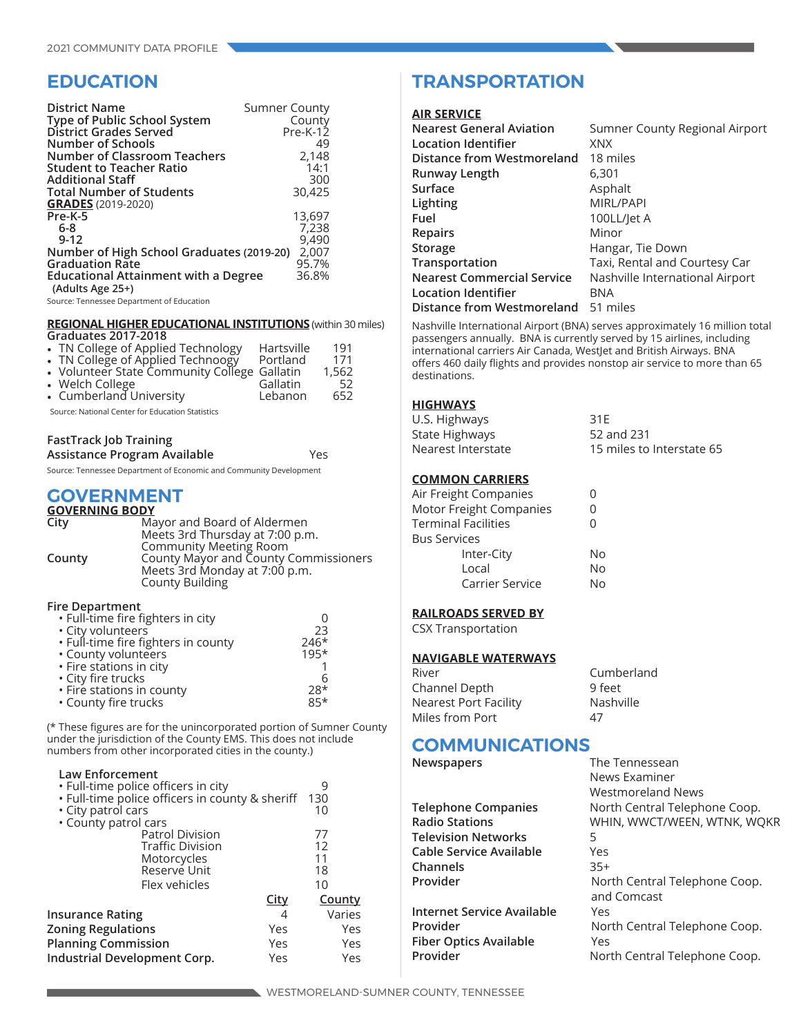# EDUCATION

| | |
|---|---|
| **District Name** | Sumner County |
| **Type of Public School System** | County |
| **District Grades Served** | Pre-K-12 |
| **Number of Schools** | 49 |
| **Number of Classroom Teachers** | 2,148 |
| **Student to Teacher Ratio** | 14:1 |
| **Additional Staff** | 300 |
| **Total Number of Students** | 30,425 |
| **GRADES** (2019-2020) | |
| **Pre-K-5** | 13,697 |
| **6-8** | 7,238 |
| **9-12** | 9,490 |
| **Number of High School Graduates** (2019-20) | 2,007 |
| **Graduation Rate** | 95.7% |
| **Educational Attainment with a Degree** (Adults Age 25+) | 36.8% |

Source: Tennessee Department of Education

**REGIONAL HIGHER EDUCATIONAL INSTITUTIONS** (within 30 miles)
**Graduates 2017-2018**

| Institution | Location | Graduates |
|---|---|---|
| TN College of Applied Technology | Hartsville | 191 |
| TN College of Applied Technoogy | Portland | 171 |
| Volunteer State Community College | Gallatin | 1,562 |
| Welch College | Gallatin | 52 |
| Cumberland University | Lebanon | 652 |

Source: National Center for Education Statistics

**FastTrack Job Training Assistance Program Available** — Yes

Source: Tennessee Department of Economic and Community Development

# GOVERNMENT

**GOVERNING BODY**

**City** — Mayor and Board of Aldermen
Meets 3rd Thursday at 7:00 p.m.
Community Meeting Room

**County** — County Mayor and County Commissioners
Meets 3rd Monday at 7:00 p.m.
County Building

**Fire Department**

| | |
|---|---|
| • Full-time fire fighters in city | 0 |
| • City volunteers | 23 |
| • Full-time fire fighters in county | 246* |
| • County volunteers | 195* |
| • Fire stations in city | 1 |
| • City fire trucks | 6 |
| • Fire stations in county | 28* |
| • County fire trucks | 85* |

(* These figures are for the unincorporated portion of Sumner County under the jurisdiction of the County EMS. This does not include numbers from other incorporated cities in the county.)

**Law Enforcement**

| | |
|---|---|
| • Full-time police officers in city | 9 |
| • Full-time police officers in county & sheriff | 130 |
| • City patrol cars | 10 |
| • County patrol cars | |
| Patrol Division | 77 |
| Traffic Division | 12 |
| Motorcycles | 11 |
| Reserve Unit | 18 |
| Flex vehicles | 10 |

| | City | County |
|---|---|---|
| **Insurance Rating** | 4 | Varies |
| **Zoning Regulations** | Yes | Yes |
| **Planning Commission** | Yes | Yes |
| **Industrial Development Corp.** | Yes | Yes |

# TRANSPORTATION

**AIR SERVICE**

| | |
|---|---|
| **Nearest General Aviation** | Sumner County Regional Airport |
| **Location Identifier** | XNX |
| **Distance from Westmoreland** | 18 miles |
| **Runway Length** | 6,301 |
| **Surface** | Asphalt |
| **Lighting** | MIRL/PAPI |
| **Fuel** | 100LL/Jet A |
| **Repairs** | Minor |
| **Storage** | Hangar, Tie Down |
| **Transportation** | Taxi, Rental and Courtesy Car |
| **Nearest Commercial Service** | Nashville International Airport |
| **Location Identifier** | BNA |
| **Distance from Westmoreland** | 51 miles |

Nashville International Airport (BNA) serves approximately 16 million total passengers annually. BNA is currently served by 15 airlines, including international carriers Air Canada, WestJet and British Airways. BNA offers 460 daily flights and provides nonstop air service to more than 65 destinations.

**HIGHWAYS**

| | |
|---|---|
| U.S. Highways | 31E |
| State Highways | 52 and 231 |
| Nearest Interstate | 15 miles to Interstate 65 |

**COMMON CARRIERS**

| | |
|---|---|
| Air Freight Companies | 0 |
| Motor Freight Companies | 0 |
| Terminal Facilities | 0 |
| Bus Services | |
| Inter-City | No |
| Local | No |
| Carrier Service | No |

**RAILROADS SERVED BY**

CSX Transportation

**NAVIGABLE WATERWAYS**

| | |
|---|---|
| River | Cumberland |
| Channel Depth | 9 feet |
| Nearest Port Facility | Nashville |
| Miles from Port | 47 |

# COMMUNICATIONS

| | |
|---|---|
| **Newspapers** | The Tennessean<br>News Examiner<br>Westmoreland News |
| **Telephone Companies** | North Central Telephone Coop. |
| **Radio Stations** | WHIN, WWCT/WEEN, WTNK, WQKR |
| **Television Networks** | 5 |
| **Cable Service Available** | Yes |
| **Channels** | 35+ |
| **Provider** | North Central Telephone Coop. and Comcast |
| **Internet Service Available** | Yes |
| **Provider** | North Central Telephone Coop. |
| **Fiber Optics Available** | Yes |
| **Provider** | North Central Telephone Coop. |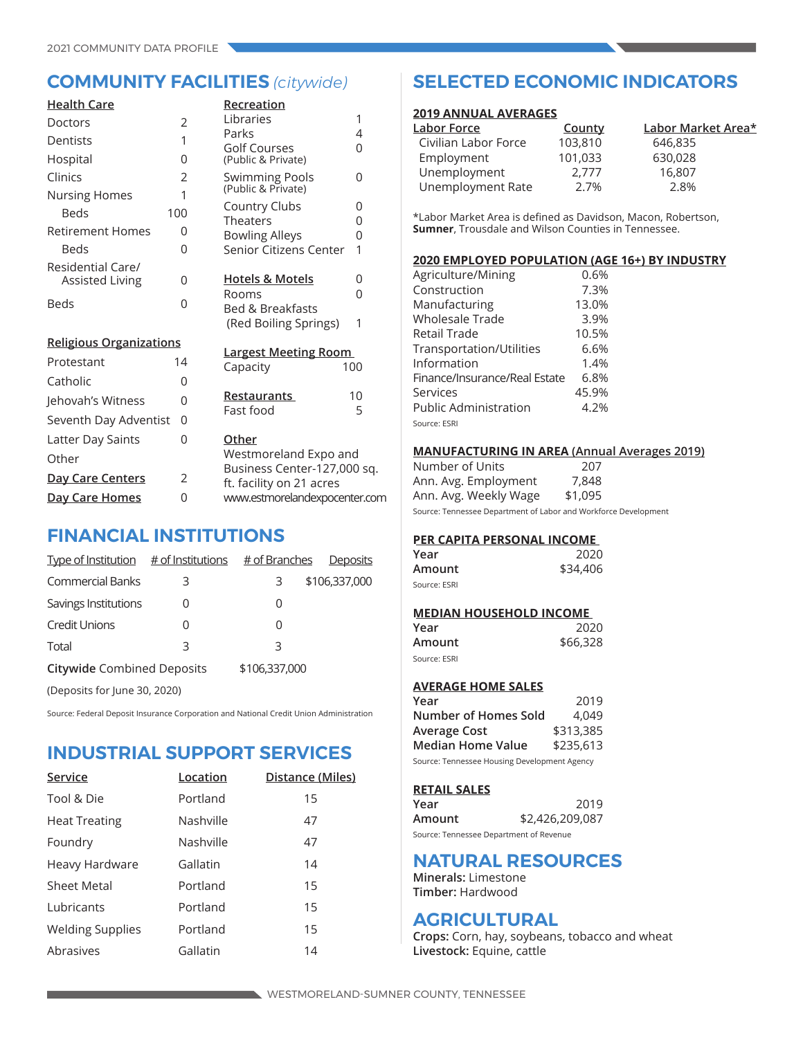## COMMUNITY FACILITIES *(citywide)*

### Health Care

| Facility | Count |
|---|---|
| Doctors | 2 |
| Dentists | 1 |
| Hospital | 0 |
| Clinics | 2 |
| Nursing Homes | 1 |
| Beds | 100 |
| Retirement Homes | 0 |
| Beds | 0 |
| Residential Care/ Assisted Living | 0 |
| Beds | 0 |

### Religious Organizations

| Organization | Count |
|---|---|
| Protestant | 14 |
| Catholic | 0 |
| Jehovah's Witness | 0 |
| Seventh Day Adventist | 0 |
| Latter Day Saints | 0 |
| Other | |

**Day Care Centers** 2

**Day Care Homes** 0

### Recreation

| Facility | Count |
|---|---|
| Libraries | 1 |
| Parks | 4 |
| Golf Courses (Public & Private) | 0 |
| Swimming Pools (Public & Private) | 0 |
| Country Clubs | 0 |
| Theaters | 0 |
| Bowling Alleys | 0 |
| Senior Citizens Center | 1 |

### Hotels & Motels

| | Count |
|---|---|
| Hotels & Motels | 0 |
| Rooms | 0 |
| Bed & Breakfasts (Red Boiling Springs) | 1 |

### Largest Meeting Room

Capacity 100

### Restaurants

| | Count |
|---|---|
| Restaurants | 10 |
| Fast food | 5 |

### Other

Westmoreland Expo and Business Center-127,000 sq. ft. facility on 21 acres www.estmorelandexpocenter.com

## FINANCIAL INSTITUTIONS

| Type of Institution | # of Institutions | # of Branches | Deposits |
|---|---|---|---|
| Commercial Banks | 3 | 3 | $106,337,000 |
| Savings Institutions | 0 | 0 | |
| Credit Unions | 0 | 0 | |
| Total | 3 | 3 | |

**Citywide** Combined Deposits $106,337,000

(Deposits for June 30, 2020)

Source: Federal Deposit Insurance Corporation and National Credit Union Administration

## INDUSTRIAL SUPPORT SERVICES

| Service | Location | Distance (Miles) |
|---|---|---|
| Tool & Die | Portland | 15 |
| Heat Treating | Nashville | 47 |
| Foundry | Nashville | 47 |
| Heavy Hardware | Gallatin | 14 |
| Sheet Metal | Portland | 15 |
| Lubricants | Portland | 15 |
| Welding Supplies | Portland | 15 |
| Abrasives | Gallatin | 14 |

## SELECTED ECONOMIC INDICATORS

### 2019 ANNUAL AVERAGES

| Labor Force | County | Labor Market Area* |
|---|---|---|
| Civilian Labor Force | 103,810 | 646,835 |
| Employment | 101,033 | 630,028 |
| Unemployment | 2,777 | 16,807 |
| Unemployment Rate | 2.7% | 2.8% |

*Labor Market Area is defined as Davidson, Macon, Robertson, **Sumner**, Trousdale and Wilson Counties in Tennessee.

### 2020 EMPLOYED POPULATION (AGE 16+) BY INDUSTRY

| Industry | Percent |
|---|---|
| Agriculture/Mining | 0.6% |
| Construction | 7.3% |
| Manufacturing | 13.0% |
| Wholesale Trade | 3.9% |
| Retail Trade | 10.5% |
| Transportation/Utilities | 6.6% |
| Information | 1.4% |
| Finance/Insurance/Real Estate | 6.8% |
| Services | 45.9% |
| Public Administration | 4.2% |

Source: ESRI

### MANUFACTURING IN AREA (Annual Averages 2019)

| | |
|---|---|
| Number of Units | 207 |
| Ann. Avg. Employment | 7,848 |
| Ann. Avg. Weekly Wage | $1,095 |

Source: Tennessee Department of Labor and Workforce Development

### PER CAPITA PERSONAL INCOME

| | |
|---|---|
| **Year** | 2020 |
| **Amount** | $34,406 |

Source: ESRI

### MEDIAN HOUSEHOLD INCOME

| | |
|---|---|
| **Year** | 2020 |
| **Amount** | $66,328 |

Source: ESRI

### AVERAGE HOME SALES

| | |
|---|---|
| **Year** | 2019 |
| **Number of Homes Sold** | 4,049 |
| **Average Cost** | $313,385 |
| **Median Home Value** | $235,613 |

Source: Tennessee Housing Development Agency

### RETAIL SALES

| | |
|---|---|
| **Year** | 2019 |
| **Amount** | $2,426,209,087 |

Source: Tennessee Department of Revenue

## NATURAL RESOURCES

**Minerals:** Limestone
**Timber:** Hardwood

## AGRICULTURAL

**Crops:** Corn, hay, soybeans, tobacco and wheat
**Livestock:** Equine, cattle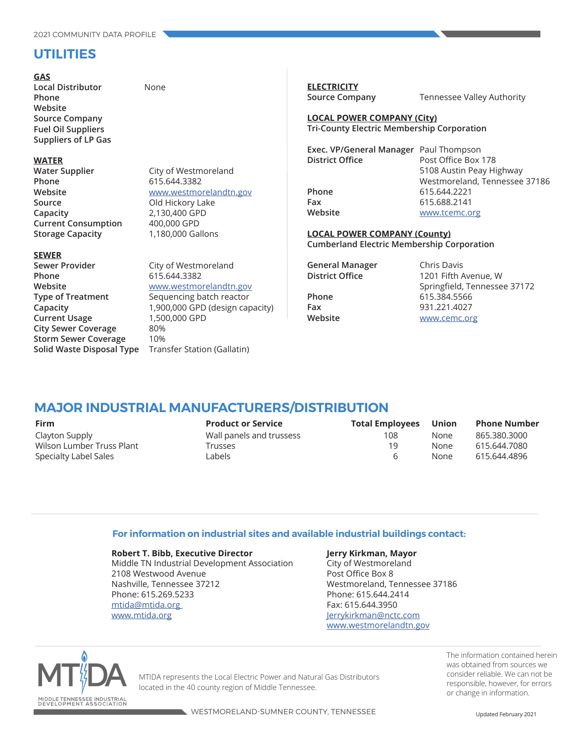# UTILITIES

**GAS**

| | |
|---|---|
| **Local Distributor** | None |
| **Phone** | |
| **Website** | |
| **Source Company** | |
| **Fuel Oil Suppliers** | |
| **Suppliers of LP Gas** | |

**WATER**

| | |
|---|---|
| **Water Supplier** | City of Westmoreland |
| **Phone** | 615.644.3382 |
| **Website** | www.westmorelandtn.gov |
| **Source** | Old Hickory Lake |
| **Capacity** | 2,130,400 GPD |
| **Current Consumption** | 400,000 GPD |
| **Storage Capacity** | 1,180,000 Gallons |

**SEWER**

| | |
|---|---|
| **Sewer Provider** | City of Westmoreland |
| **Phone** | 615.644.3382 |
| **Website** | www.westmorelandtn.gov |
| **Type of Treatment** | Sequencing batch reactor |
| **Capacity** | 1,900,000 GPD (design capacity) |
| **Current Usage** | 1,500,000 GPD |
| **City Sewer Coverage** | 80% |
| **Storm Sewer Coverage** | 10% |
| **Solid Waste Disposal Type** | Transfer Station (Gallatin) |

**ELECTRICITY**

| | |
|---|---|
| **Source Company** | Tennessee Valley Authority |

**LOCAL POWER COMPANY (City)**
**Tri-County Electric Membership Corporation**

| | |
|---|---|
| **Exec. VP/General Manager** | Paul Thompson |
| **District Office** | Post Office Box 178<br>5108 Austin Peay Highway<br>Westmoreland, Tennessee 37186 |
| **Phone** | 615.644.2221 |
| **Fax** | 615.688.2141 |
| **Website** | www.tcemc.org |

**LOCAL POWER COMPANY (County)**
**Cumberland Electric Membership Corporation**

| | |
|---|---|
| **General Manager** | Chris Davis |
| **District Office** | 1201 Fifth Avenue, W<br>Springfield, Tennessee 37172 |
| **Phone** | 615.384.5566 |
| **Fax** | 931.221.4027 |
| **Website** | www.cemc.org |

# MAJOR INDUSTRIAL MANUFACTURERS/DISTRIBUTION

| Firm | Product or Service | Total Employees | Union | Phone Number |
|---|---|---|---|---|
| Clayton Supply | Wall panels and trussess | 108 | None | 865.380.3000 |
| Wilson Lumber Truss Plant | Trusses | 19 | None | 615.644.7080 |
| Specialty Label Sales | Labels | 6 | None | 615.644.4896 |

**For information on industrial sites and available industrial buildings contact:**

**Robert T. Bibb, Executive Director**
Middle TN Industrial Development Association
2108 Westwood Avenue
Nashville, Tennessee 37212
Phone: 615.269.5233
mtida@mtida.org
www.mtida.org

**Jerry Kirkman, Mayor**
City of Westmoreland
Post Office Box 8
Westmoreland, Tennessee 37186
Phone: 615.644.2414
Fax: 615.644.3950
Jerrykirkman@nctc.com
www.westmorelandtn.gov

MTIDA represents the Local Electric Power and Natural Gas Distributors located in the 40 county region of Middle Tennessee.

The information contained herein was obtained from sources we consider reliable. We can not be responsible, however, for errors or change in information.

Updated February 2021